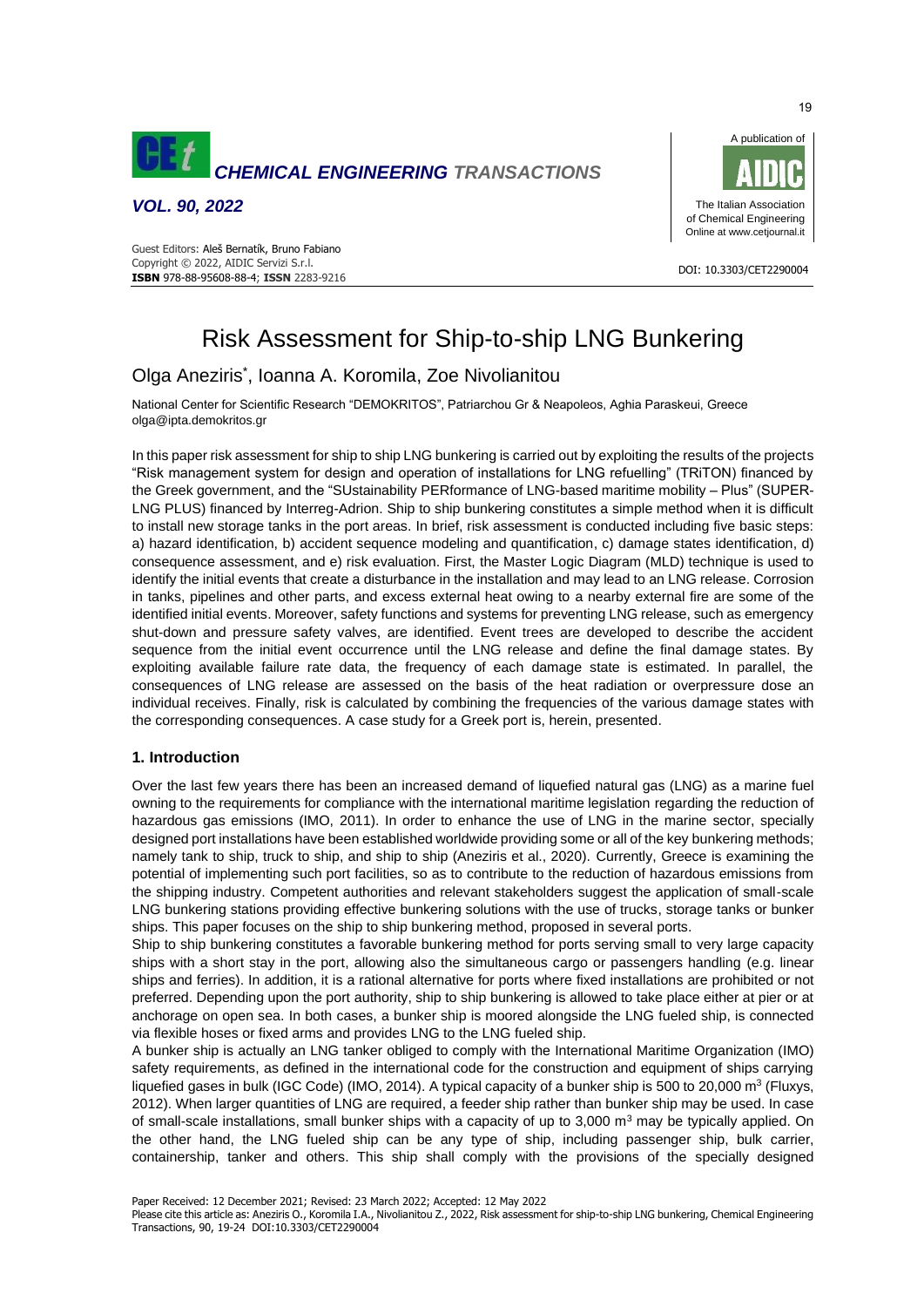# Risk Assessment for Ship-to-ship LNG Bunkering

Olga Aneziris*, Ioanna A. Koromila, Zoe Nivolianitou

National Center for Scientific Research "DEMOKRITOS", Patriarchou Gr & Neapoleos, Aghia Paraskeui, Greece
olga@ipta.demokritos.gr

In this paper risk assessment for ship to ship LNG bunkering is carried out by exploiting the results of the projects "Risk management system for design and operation of installations for LNG refuelling" (TRiTON) financed by the Greek government, and the "SUstainability PERformance of LNG-based maritime mobility – Plus" (SUPER-LNG PLUS) financed by Interreg-Adrion. Ship to ship bunkering constitutes a simple method when it is difficult to install new storage tanks in the port areas. In brief, risk assessment is conducted including five basic steps: a) hazard identification, b) accident sequence modeling and quantification, c) damage states identification, d) consequence assessment, and e) risk evaluation. First, the Master Logic Diagram (MLD) technique is used to identify the initial events that create a disturbance in the installation and may lead to an LNG release. Corrosion in tanks, pipelines and other parts, and excess external heat owing to a nearby external fire are some of the identified initial events. Moreover, safety functions and systems for preventing LNG release, such as emergency shut-down and pressure safety valves, are identified. Event trees are developed to describe the accident sequence from the initial event occurrence until the LNG release and define the final damage states. By exploiting available failure rate data, the frequency of each damage state is estimated. In parallel, the consequences of LNG release are assessed on the basis of the heat radiation or overpressure dose an individual receives. Finally, risk is calculated by combining the frequencies of the various damage states with the corresponding consequences. A case study for a Greek port is, herein, presented.

## 1. Introduction

Over the last few years there has been an increased demand of liquefied natural gas (LNG) as a marine fuel owning to the requirements for compliance with the international maritime legislation regarding the reduction of hazardous gas emissions (IMO, 2011). In order to enhance the use of LNG in the marine sector, specially designed port installations have been established worldwide providing some or all of the key bunkering methods; namely tank to ship, truck to ship, and ship to ship (Aneziris et al., 2020). Currently, Greece is examining the potential of implementing such port facilities, so as to contribute to the reduction of hazardous emissions from the shipping industry. Competent authorities and relevant stakeholders suggest the application of small-scale LNG bunkering stations providing effective bunkering solutions with the use of trucks, storage tanks or bunker ships. This paper focuses on the ship to ship bunkering method, proposed in several ports.

Ship to ship bunkering constitutes a favorable bunkering method for ports serving small to very large capacity ships with a short stay in the port, allowing also the simultaneous cargo or passengers handling (e.g. linear ships and ferries). In addition, it is a rational alternative for ports where fixed installations are prohibited or not preferred. Depending upon the port authority, ship to ship bunkering is allowed to take place either at pier or at anchorage on open sea. In both cases, a bunker ship is moored alongside the LNG fueled ship, is connected via flexible hoses or fixed arms and provides LNG to the LNG fueled ship.

A bunker ship is actually an LNG tanker obliged to comply with the International Maritime Organization (IMO) safety requirements, as defined in the international code for the construction and equipment of ships carrying liquefied gases in bulk (IGC Code) (IMO, 2014). A typical capacity of a bunker ship is 500 to 20,000 $m^3$ (Fluxys, 2012). When larger quantities of LNG are required, a feeder ship rather than bunker ship may be used. In case of small-scale installations, small bunker ships with a capacity of up to 3,000 $m^3$ may be typically applied. On the other hand, the LNG fueled ship can be any type of ship, including passenger ship, bulk carrier, containership, tanker and others. This ship shall comply with the provisions of the specially designed

Paper Received: 12 December 2021; Revised: 23 March 2022; Accepted: 12 May 2022

Please cite this article as: Aneziris O., Koromila I.A., Nivolianitou Z., 2022, Risk assessment for ship-to-ship LNG bunkering, Chemical Engineering Transactions, 90, 19-24 DOI:10.3303/CET2290004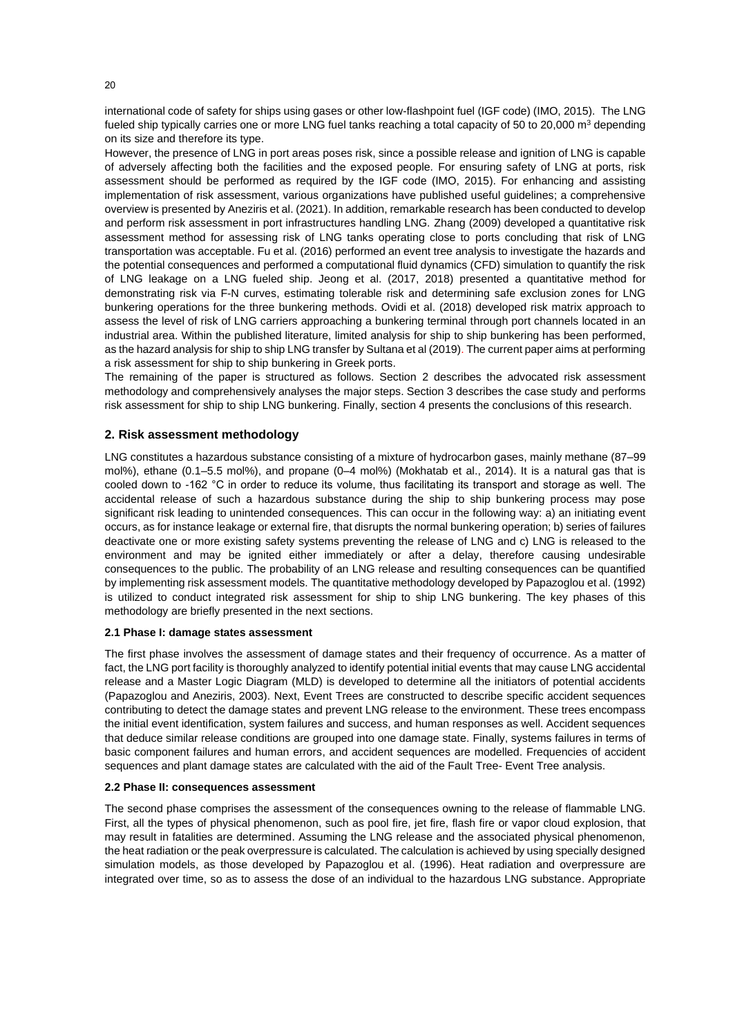international code of safety for ships using gases or other low-flashpoint fuel (IGF code) (IMO, 2015). The LNG fueled ship typically carries one or more LNG fuel tanks reaching a total capacity of 50 to 20,000 $m^3$ depending on its size and therefore its type.

However, the presence of LNG in port areas poses risk, since a possible release and ignition of LNG is capable of adversely affecting both the facilities and the exposed people. For ensuring safety of LNG at ports, risk assessment should be performed as required by the IGF code (IMO, 2015). For enhancing and assisting implementation of risk assessment, various organizations have published useful guidelines; a comprehensive overview is presented by Aneziris et al. (2021). In addition, remarkable research has been conducted to develop and perform risk assessment in port infrastructures handling LNG. Zhang (2009) developed a quantitative risk assessment method for assessing risk of LNG tanks operating close to ports concluding that risk of LNG transportation was acceptable. Fu et al. (2016) performed an event tree analysis to investigate the hazards and the potential consequences and performed a computational fluid dynamics (CFD) simulation to quantify the risk of LNG leakage on a LNG fueled ship. Jeong et al. (2017, 2018) presented a quantitative method for demonstrating risk via F-N curves, estimating tolerable risk and determining safe exclusion zones for LNG bunkering operations for the three bunkering methods. Ovidi et al. (2018) developed risk matrix approach to assess the level of risk of LNG carriers approaching a bunkering terminal through port channels located in an industrial area. Within the published literature, limited analysis for ship to ship bunkering has been performed, as the hazard analysis for ship to ship LNG transfer by Sultana et al (2019). The current paper aims at performing a risk assessment for ship to ship bunkering in Greek ports.

The remaining of the paper is structured as follows. Section 2 describes the advocated risk assessment methodology and comprehensively analyses the major steps. Section 3 describes the case study and performs risk assessment for ship to ship LNG bunkering. Finally, section 4 presents the conclusions of this research.

## 2. Risk assessment methodology

LNG constitutes a hazardous substance consisting of a mixture of hydrocarbon gases, mainly methane (87–99 mol%), ethane (0.1–5.5 mol%), and propane (0–4 mol%) (Mokhatab et al., 2014). It is a natural gas that is cooled down to -162 °C in order to reduce its volume, thus facilitating its transport and storage as well. The accidental release of such a hazardous substance during the ship to ship bunkering process may pose significant risk leading to unintended consequences. This can occur in the following way: a) an initiating event occurs, as for instance leakage or external fire, that disrupts the normal bunkering operation; b) series of failures deactivate one or more existing safety systems preventing the release of LNG and c) LNG is released to the environment and may be ignited either immediately or after a delay, therefore causing undesirable consequences to the public. The probability of an LNG release and resulting consequences can be quantified by implementing risk assessment models. The quantitative methodology developed by Papazoglou et al. (1992) is utilized to conduct integrated risk assessment for ship to ship LNG bunkering. The key phases of this methodology are briefly presented in the next sections.

### 2.1 Phase I: damage states assessment

The first phase involves the assessment of damage states and their frequency of occurrence. As a matter of fact, the LNG port facility is thoroughly analyzed to identify potential initial events that may cause LNG accidental release and a Master Logic Diagram (MLD) is developed to determine all the initiators of potential accidents (Papazoglou and Aneziris, 2003). Next, Event Trees are constructed to describe specific accident sequences contributing to detect the damage states and prevent LNG release to the environment. These trees encompass the initial event identification, system failures and success, and human responses as well. Accident sequences that deduce similar release conditions are grouped into one damage state. Finally, systems failures in terms of basic component failures and human errors, and accident sequences are modelled. Frequencies of accident sequences and plant damage states are calculated with the aid of the Fault Tree- Event Tree analysis.

### 2.2 Phase II: consequences assessment

The second phase comprises the assessment of the consequences owning to the release of flammable LNG. First, all the types of physical phenomenon, such as pool fire, jet fire, flash fire or vapor cloud explosion, that may result in fatalities are determined. Assuming the LNG release and the associated physical phenomenon, the heat radiation or the peak overpressure is calculated. The calculation is achieved by using specially designed simulation models, as those developed by Papazoglou et al. (1996). Heat radiation and overpressure are integrated over time, so as to assess the dose of an individual to the hazardous LNG substance. Appropriate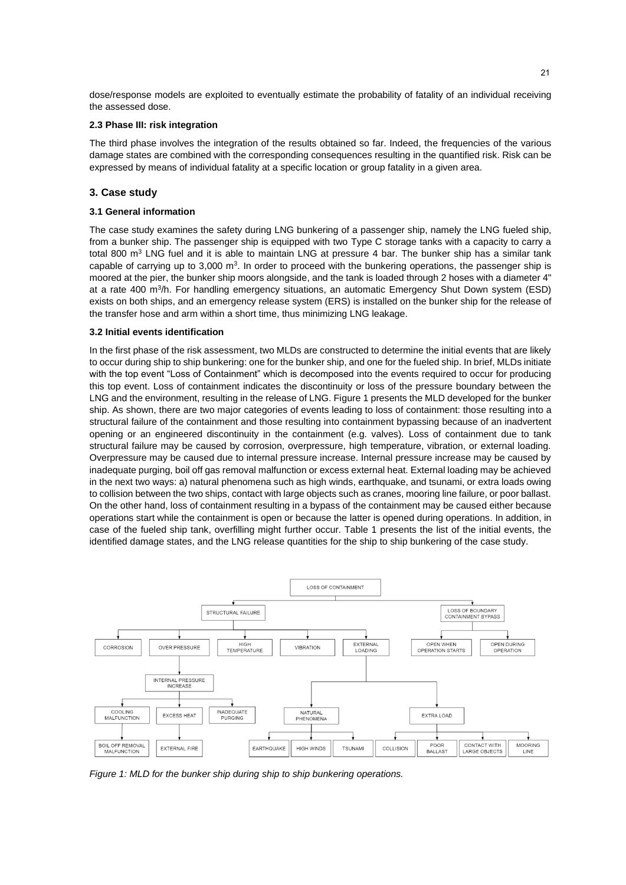dose/response models are exploited to eventually estimate the probability of fatality of an individual receiving the assessed dose.

### 2.3 Phase III: risk integration

The third phase involves the integration of the results obtained so far. Indeed, the frequencies of the various damage states are combined with the corresponding consequences resulting in the quantified risk. Risk can be expressed by means of individual fatality at a specific location or group fatality in a given area.

## 3. Case study

### 3.1 General information

The case study examines the safety during LNG bunkering of a passenger ship, namely the LNG fueled ship, from a bunker ship. The passenger ship is equipped with two Type C storage tanks with a capacity to carry a total 800 $m^3$ LNG fuel and it is able to maintain LNG at pressure 4 bar. The bunker ship has a similar tank capable of carrying up to 3,000 $m^3$. In order to proceed with the bunkering operations, the passenger ship is moored at the pier, the bunker ship moors alongside, and the tank is loaded through 2 hoses with a diameter 4" at a rate 400 $m^3$/h. For handling emergency situations, an automatic Emergency Shut Down system (ESD) exists on both ships, and an emergency release system (ERS) is installed on the bunker ship for the release of the transfer hose and arm within a short time, thus minimizing LNG leakage.

### 3.2 Initial events identification

In the first phase of the risk assessment, two MLDs are constructed to determine the initial events that are likely to occur during ship to ship bunkering: one for the bunker ship, and one for the fueled ship. In brief, MLDs initiate with the top event "Loss of Containment" which is decomposed into the events required to occur for producing this top event. Loss of containment indicates the discontinuity or loss of the pressure boundary between the LNG and the environment, resulting in the release of LNG. Figure 1 presents the MLD developed for the bunker ship. As shown, there are two major categories of events leading to loss of containment: those resulting into a structural failure of the containment and those resulting into containment bypassing because of an inadvertent opening or an engineered discontinuity in the containment (e.g. valves). Loss of containment due to tank structural failure may be caused by corrosion, overpressure, high temperature, vibration, or external loading. Overpressure may be caused due to internal pressure increase. Internal pressure increase may be caused by inadequate purging, boil off gas removal malfunction or excess external heat. External loading may be achieved in the next two ways: a) natural phenomena such as high winds, earthquake, and tsunami, or extra loads owing to collision between the two ships, contact with large objects such as cranes, mooring line failure, or poor ballast. On the other hand, loss of containment resulting in a bypass of the containment may be caused either because operations start while the containment is open or because the latter is opened during operations. In addition, in case of the fueled ship tank, overfilling might further occur. Table 1 presents the list of the initial events, the identified damage states, and the LNG release quantities for the ship to ship bunkering of the case study.

*Figure 1: MLD for the bunker ship during ship to ship bunkering operations.*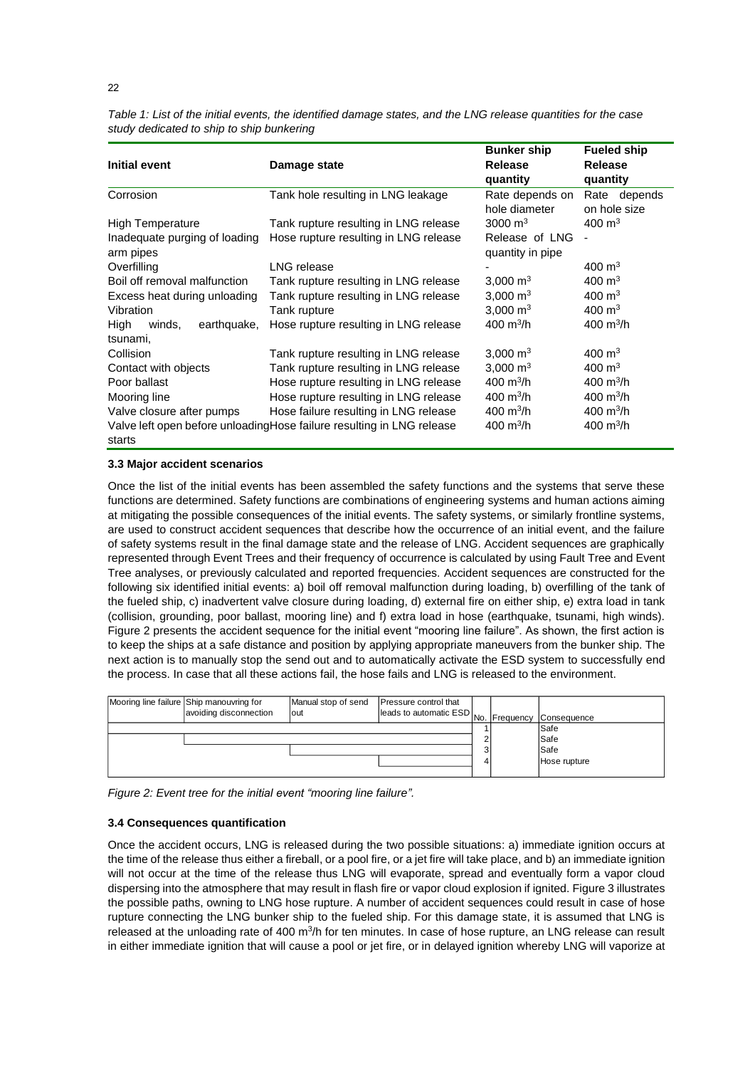*Table 1: List of the initial events, the identified damage states, and the LNG release quantities for the case study dedicated to ship to ship bunkering*

| Initial event | Damage state | Bunker ship Release quantity | Fueled ship Release quantity |
|---|---|---|---|
| Corrosion | Tank hole resulting in LNG leakage | Rate depends on hole diameter | Rate depends on hole size |
| High Temperature | Tank rupture resulting in LNG release | 3000 $m^3$ | 400 $m^3$ |
| Inadequate purging of loading arm pipes | Hose rupture resulting in LNG release | Release of LNG quantity in pipe | - |
| Overfilling | LNG release | - | 400 $m^3$ |
| Boil off removal malfunction | Tank rupture resulting in LNG release | 3,000 $m^3$ | 400 $m^3$ |
| Excess heat during unloading | Tank rupture resulting in LNG release | 3,000 $m^3$ | 400 $m^3$ |
| Vibration | Tank rupture | 3,000 $m^3$ | 400 $m^3$ |
| High winds, earthquake, tsunami, | Hose rupture resulting in LNG release | 400 $m^3$/h | 400 $m^3$/h |
| Collision | Tank rupture resulting in LNG release | 3,000 $m^3$ | 400 $m^3$ |
| Contact with objects | Tank rupture resulting in LNG release | 3,000 $m^3$ | 400 $m^3$ |
| Poor ballast | Hose rupture resulting in LNG release | 400 $m^3$/h | 400 $m^3$/h |
| Mooring line | Hose rupture resulting in LNG release | 400 $m^3$/h | 400 $m^3$/h |
| Valve closure after pumps | Hose failure resulting in LNG release | 400 $m^3$/h | 400 $m^3$/h |
| Valve left open before unloading starts | Hose failure resulting in LNG release | 400 $m^3$/h | 400 $m^3$/h |

### 3.3 Major accident scenarios

Once the list of the initial events has been assembled the safety functions and the systems that serve these functions are determined. Safety functions are combinations of engineering systems and human actions aiming at mitigating the possible consequences of the initial events. The safety systems, or similarly frontline systems, are used to construct accident sequences that describe how the occurrence of an initial event, and the failure of safety systems result in the final damage state and the release of LNG. Accident sequences are graphically represented through Event Trees and their frequency of occurrence is calculated by using Fault Tree and Event Tree analyses, or previously calculated and reported frequencies. Accident sequences are constructed for the following six identified initial events: a) boil off removal malfunction during loading, b) overfilling of the tank of the fueled ship, c) inadvertent valve closure during loading, d) external fire on either ship, e) extra load in tank (collision, grounding, poor ballast, mooring line) and f) extra load in hose (earthquake, tsunami, high winds). Figure 2 presents the accident sequence for the initial event "mooring line failure". As shown, the first action is to keep the ships at a safe distance and position by applying appropriate maneuvers from the bunker ship. The next action is to manually stop the send out and to automatically activate the ESD system to successfully end the process. In case that all these actions fail, the hose fails and LNG is released to the environment.

| Mooring line failure | Ship manouvring for avoiding disconnection | Manual stop of send out | Pressure control that leads to automatic ESD | No. | Frequency | Consequence |
|---|---|---|---|---|---|---|
| | | | | 1 | | Safe |
| | | | | 2 | | Safe |
| | | | | 3 | | Safe |
| | | | | 4 | | Hose rupture |

*Figure 2: Event tree for the initial event "mooring line failure".*

### 3.4 Consequences quantification

Once the accident occurs, LNG is released during the two possible situations: a) immediate ignition occurs at the time of the release thus either a fireball, or a pool fire, or a jet fire will take place, and b) an immediate ignition will not occur at the time of the release thus LNG will evaporate, spread and eventually form a vapor cloud dispersing into the atmosphere that may result in flash fire or vapor cloud explosion if ignited. Figure 3 illustrates the possible paths, owning to LNG hose rupture. A number of accident sequences could result in case of hose rupture connecting the LNG bunker ship to the fueled ship. For this damage state, it is assumed that LNG is released at the unloading rate of 400 $m^3$/h for ten minutes. In case of hose rupture, an LNG release can result in either immediate ignition that will cause a pool or jet fire, or in delayed ignition whereby LNG will vaporize at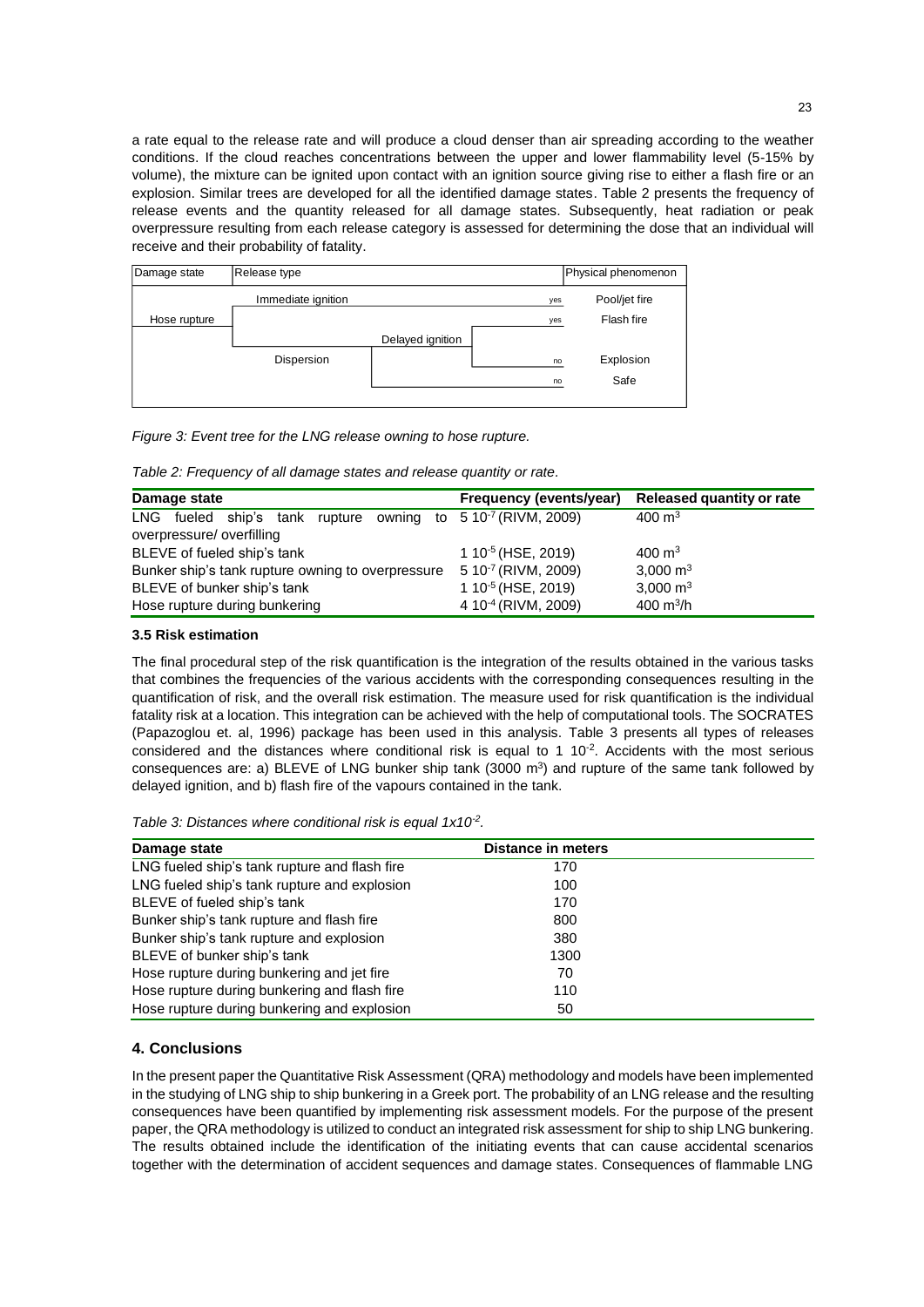a rate equal to the release rate and will produce a cloud denser than air spreading according to the weather conditions. If the cloud reaches concentrations between the upper and lower flammability level (5-15% by volume), the mixture can be ignited upon contact with an ignition source giving rise to either a flash fire or an explosion. Similar trees are developed for all the identified damage states. Table 2 presents the frequency of release events and the quantity released for all damage states. Subsequently, heat radiation or peak overpressure resulting from each release category is assessed for determining the dose that an individual will receive and their probability of fatality.

| Damage state | Release type | | | Physical phenomenon |
|---|---|---|---|---|
| | Immediate ignition | | yes | Pool/jet fire |
| Hose rupture | | | yes | Flash fire |
| | | Delayed ignition | | |
| | Dispersion | | no | Explosion |
| | | | no | Safe |

*Figure 3: Event tree for the LNG release owning to hose rupture.*

*Table 2: Frequency of all damage states and release quantity or rate.*

| Damage state | Frequency (events/year) | Released quantity or rate |
|---|---|---|
| LNG fueled ship's tank rupture owning to overpressure/ overfilling | $5\ 10^{-7}$ (RIVM, 2009) | 400 $m^3$ |
| BLEVE of fueled ship's tank | $1\ 10^{-5}$ (HSE, 2019) | 400 $m^3$ |
| Bunker ship's tank rupture owning to overpressure | $5\ 10^{-7}$ (RIVM, 2009) | 3,000 $m^3$ |
| BLEVE of bunker ship's tank | $1\ 10^{-5}$ (HSE, 2019) | 3,000 $m^3$ |
| Hose rupture during bunkering | $4\ 10^{-4}$ (RIVM, 2009) | 400 $m^3$/h |

### 3.5 Risk estimation

The final procedural step of the risk quantification is the integration of the results obtained in the various tasks that combines the frequencies of the various accidents with the corresponding consequences resulting in the quantification of risk, and the overall risk estimation. The measure used for risk quantification is the individual fatality risk at a location. This integration can be achieved with the help of computational tools. The SOCRATES (Papazoglou et. al, 1996) package has been used in this analysis. Table 3 presents all types of releases considered and the distances where conditional risk is equal to $1\ 10^{-2}$. Accidents with the most serious consequences are: a) BLEVE of LNG bunker ship tank (3000 $m^3$) and rupture of the same tank followed by delayed ignition, and b) flash fire of the vapours contained in the tank.

*Table 3: Distances where conditional risk is equal $1x10^{-2}$.*

| Damage state | Distance in meters |
|---|---|
| LNG fueled ship's tank rupture and flash fire | 170 |
| LNG fueled ship's tank rupture and explosion | 100 |
| BLEVE of fueled ship's tank | 170 |
| Bunker ship's tank rupture and flash fire | 800 |
| Bunker ship's tank rupture and explosion | 380 |
| BLEVE of bunker ship's tank | 1300 |
| Hose rupture during bunkering and jet fire | 70 |
| Hose rupture during bunkering and flash fire | 110 |
| Hose rupture during bunkering and explosion | 50 |

## 4. Conclusions

In the present paper the Quantitative Risk Assessment (QRA) methodology and models have been implemented in the studying of LNG ship to ship bunkering in a Greek port. The probability of an LNG release and the resulting consequences have been quantified by implementing risk assessment models. For the purpose of the present paper, the QRA methodology is utilized to conduct an integrated risk assessment for ship to ship LNG bunkering. The results obtained include the identification of the initiating events that can cause accidental scenarios together with the determination of accident sequences and damage states. Consequences of flammable LNG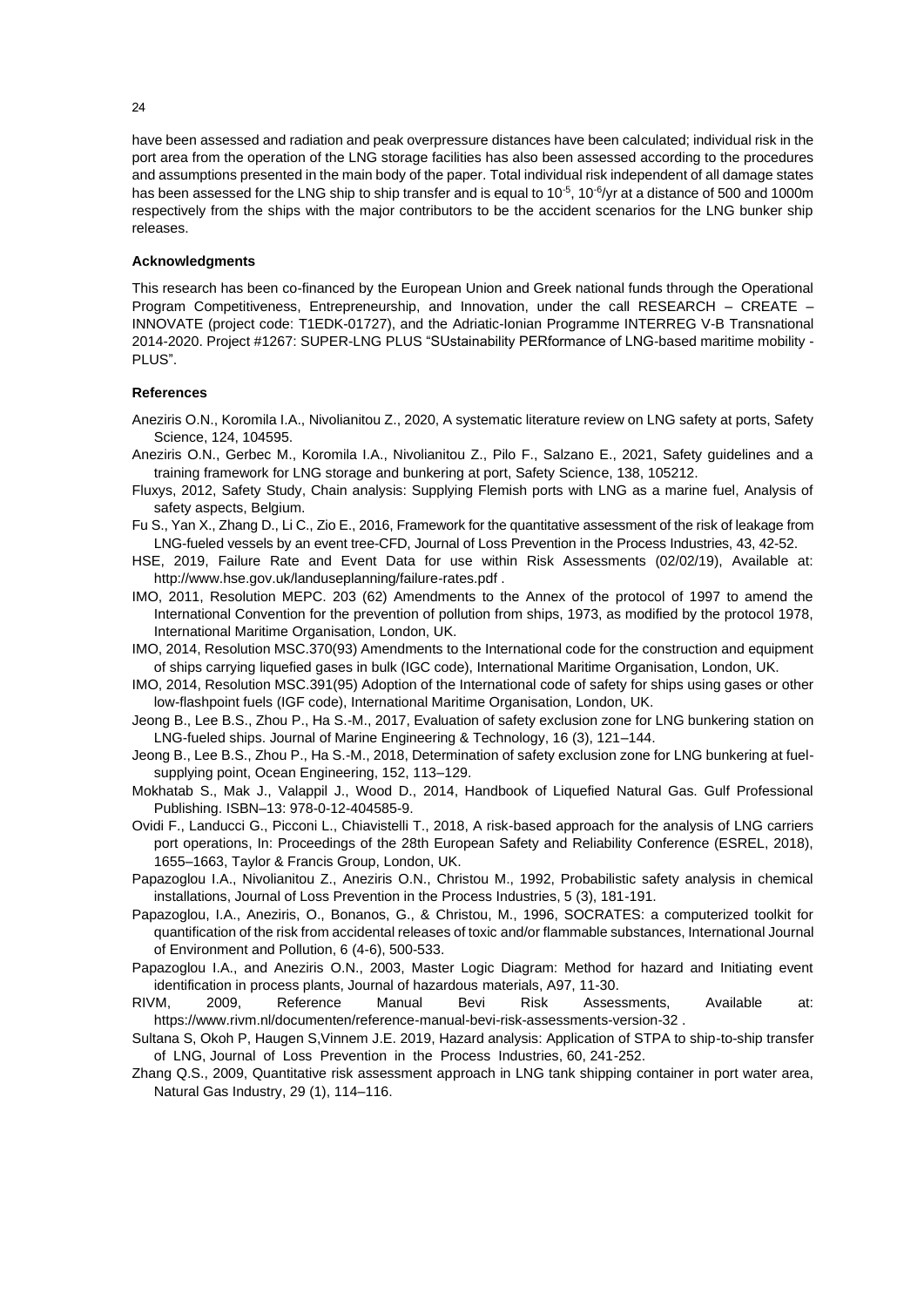have been assessed and radiation and peak overpressure distances have been calculated; individual risk in the port area from the operation of the LNG storage facilities has also been assessed according to the procedures and assumptions presented in the main body of the paper. Total individual risk independent of all damage states has been assessed for the LNG ship to ship transfer and is equal to $10^{-5}$, $10^{-6}$/yr at a distance of 500 and 1000m respectively from the ships with the major contributors to be the accident scenarios for the LNG bunker ship releases.

### Acknowledgments

This research has been co-financed by the European Union and Greek national funds through the Operational Program Competitiveness, Entrepreneurship, and Innovation, under the call RESEARCH – CREATE – INNOVATE (project code: T1EDK-01727), and the Adriatic-Ionian Programme INTERREG V-B Transnational 2014-2020. Project #1267: SUPER-LNG PLUS "SUstainability PERformance of LNG-based maritime mobility - PLUS".

### References

Aneziris O.N., Koromila I.A., Nivolianitou Z., 2020, A systematic literature review on LNG safety at ports, Safety Science, 124, 104595.

Aneziris O.N., Gerbec M., Koromila I.A., Nivolianitou Z., Pilo F., Salzano E., 2021, Safety guidelines and a training framework for LNG storage and bunkering at port, Safety Science, 138, 105212.

Fluxys, 2012, Safety Study, Chain analysis: Supplying Flemish ports with LNG as a marine fuel, Analysis of safety aspects, Belgium.

Fu S., Yan X., Zhang D., Li C., Zio E., 2016, Framework for the quantitative assessment of the risk of leakage from LNG-fueled vessels by an event tree-CFD, Journal of Loss Prevention in the Process Industries, 43, 42-52.

HSE, 2019, Failure Rate and Event Data for use within Risk Assessments (02/02/19), Available at: http://www.hse.gov.uk/landuseplanning/failure-rates.pdf .

IMO, 2011, Resolution MEPC. 203 (62) Amendments to the Annex of the protocol of 1997 to amend the International Convention for the prevention of pollution from ships, 1973, as modified by the protocol 1978, International Maritime Organisation, London, UK.

IMO, 2014, Resolution MSC.370(93) Amendments to the International code for the construction and equipment of ships carrying liquefied gases in bulk (IGC code), International Maritime Organisation, London, UK.

IMO, 2014, Resolution MSC.391(95) Adoption of the International code of safety for ships using gases or other low-flashpoint fuels (IGF code), International Maritime Organisation, London, UK.

Jeong B., Lee B.S., Zhou P., Ha S.-M., 2017, Evaluation of safety exclusion zone for LNG bunkering station on LNG-fueled ships. Journal of Marine Engineering & Technology, 16 (3), 121–144.

Jeong B., Lee B.S., Zhou P., Ha S.-M., 2018, Determination of safety exclusion zone for LNG bunkering at fuel-supplying point, Ocean Engineering, 152, 113–129.

Mokhatab S., Mak J., Valappil J., Wood D., 2014, Handbook of Liquefied Natural Gas. Gulf Professional Publishing. ISBN–13: 978-0-12-404585-9.

Ovidi F., Landucci G., Picconi L., Chiavistelli T., 2018, A risk-based approach for the analysis of LNG carriers port operations, In: Proceedings of the 28th European Safety and Reliability Conference (ESREL, 2018), 1655–1663, Taylor & Francis Group, London, UK.

Papazoglou I.A., Nivolianitou Z., Aneziris O.N., Christou M., 1992, Probabilistic safety analysis in chemical installations, Journal of Loss Prevention in the Process Industries, 5 (3), 181-191.

Papazoglou, I.A., Aneziris, O., Bonanos, G., & Christou, M., 1996, SOCRATES: a computerized toolkit for quantification of the risk from accidental releases of toxic and/or flammable substances, International Journal of Environment and Pollution, 6 (4-6), 500-533.

Papazoglou I.A., and Aneziris O.N., 2003, Master Logic Diagram: Method for hazard and Initiating event identification in process plants, Journal of hazardous materials, A97, 11-30.

RIVM, 2009, Reference Manual Bevi Risk Assessments, Available at: https://www.rivm.nl/documenten/reference-manual-bevi-risk-assessments-version-32 .

Sultana S, Okoh P, Haugen S,Vinnem J.E. 2019, Hazard analysis: Application of STPA to ship-to-ship transfer of LNG, Journal of Loss Prevention in the Process Industries, 60, 241-252.

Zhang Q.S., 2009, Quantitative risk assessment approach in LNG tank shipping container in port water area, Natural Gas Industry, 29 (1), 114–116.